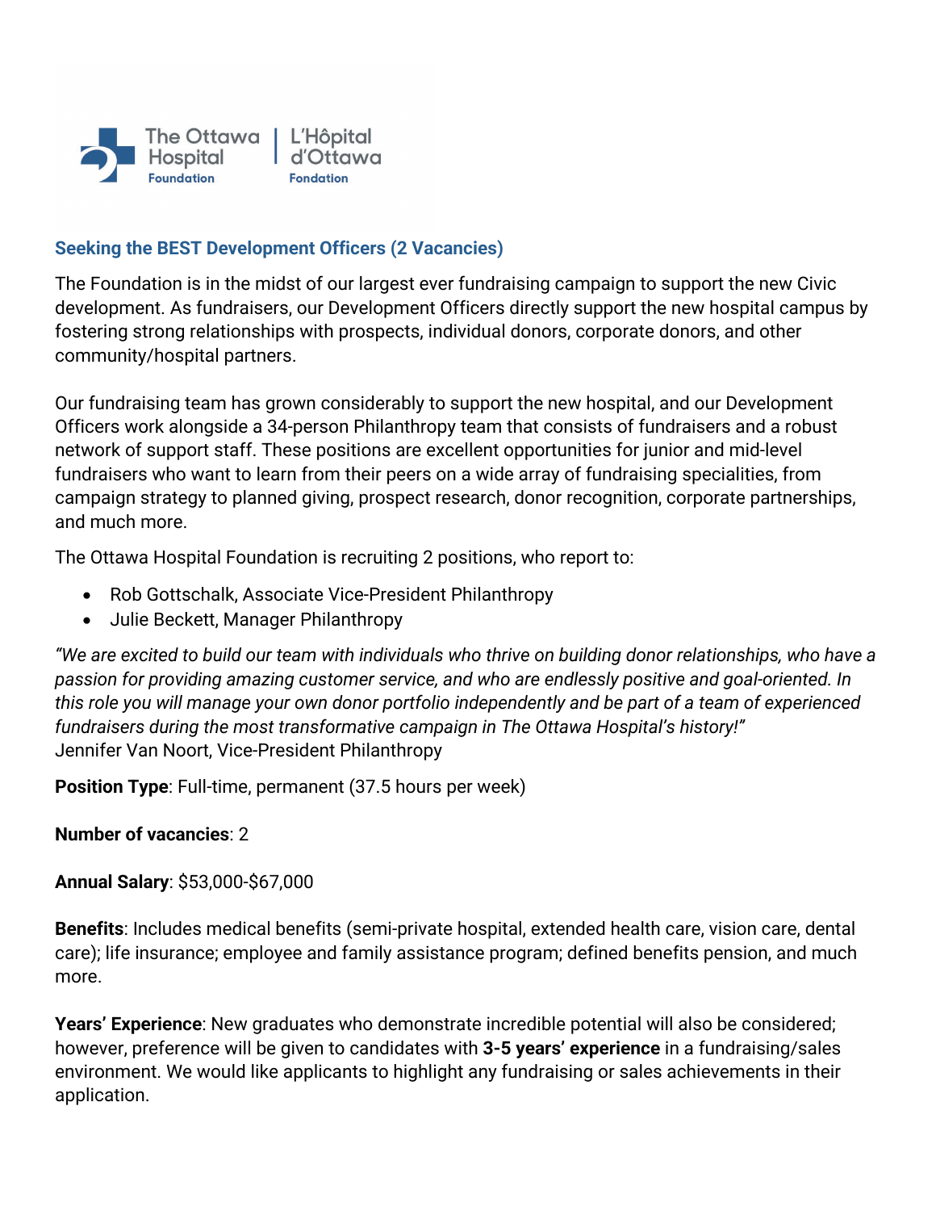The Ottawa Hospital Foundation | L'Hôpital d'Ottawa Fondation

## Seeking the BEST Development Officers (2 Vacancies)

The Foundation is in the midst of our largest ever fundraising campaign to support the new Civic development. As fundraisers, our Development Officers directly support the new hospital campus by fostering strong relationships with prospects, individual donors, corporate donors, and other community/hospital partners.

Our fundraising team has grown considerably to support the new hospital, and our Development Officers work alongside a 34-person Philanthropy team that consists of fundraisers and a robust network of support staff. These positions are excellent opportunities for junior and mid-level fundraisers who want to learn from their peers on a wide array of fundraising specialities, from campaign strategy to planned giving, prospect research, donor recognition, corporate partnerships, and much more.

The Ottawa Hospital Foundation is recruiting 2 positions, who report to:

- Rob Gottschalk, Associate Vice-President Philanthropy
- Julie Beckett, Manager Philanthropy

*"We are excited to build our team with individuals who thrive on building donor relationships, who have a passion for providing amazing customer service, and who are endlessly positive and goal-oriented. In this role you will manage your own donor portfolio independently and be part of a team of experienced fundraisers during the most transformative campaign in The Ottawa Hospital's history!"*
Jennifer Van Noort, Vice-President Philanthropy

**Position Type**: Full-time, permanent (37.5 hours per week)

**Number of vacancies**: 2

**Annual Salary**: $53,000-$67,000

**Benefits**: Includes medical benefits (semi-private hospital, extended health care, vision care, dental care); life insurance; employee and family assistance program; defined benefits pension, and much more.

**Years' Experience**: New graduates who demonstrate incredible potential will also be considered; however, preference will be given to candidates with **3-5 years' experience** in a fundraising/sales environment. We would like applicants to highlight any fundraising or sales achievements in their application.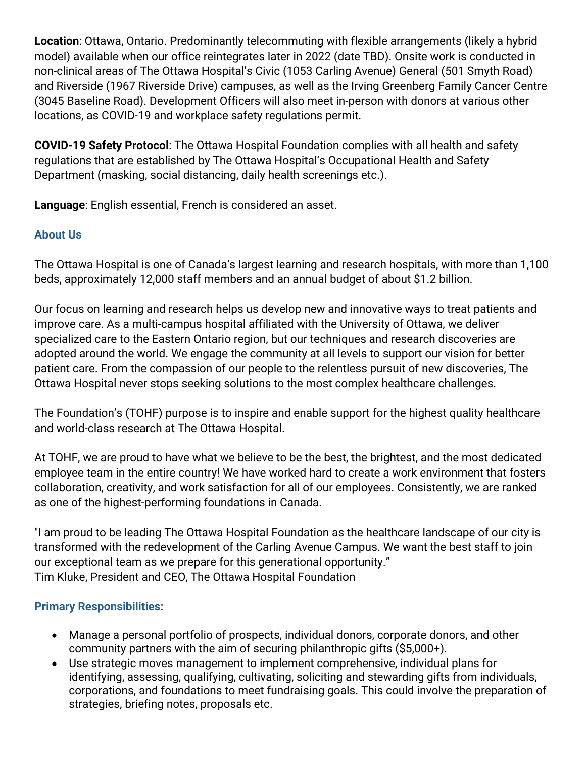**Location**: Ottawa, Ontario. Predominantly telecommuting with flexible arrangements (likely a hybrid model) available when our office reintegrates later in 2022 (date TBD). Onsite work is conducted in non-clinical areas of The Ottawa Hospital's Civic (1053 Carling Avenue) General (501 Smyth Road) and Riverside (1967 Riverside Drive) campuses, as well as the Irving Greenberg Family Cancer Centre (3045 Baseline Road). Development Officers will also meet in-person with donors at various other locations, as COVID-19 and workplace safety regulations permit.

**COVID-19 Safety Protocol**: The Ottawa Hospital Foundation complies with all health and safety regulations that are established by The Ottawa Hospital's Occupational Health and Safety Department (masking, social distancing, daily health screenings etc.).

**Language**: English essential, French is considered an asset.

### About Us

The Ottawa Hospital is one of Canada's largest learning and research hospitals, with more than 1,100 beds, approximately 12,000 staff members and an annual budget of about $1.2 billion.

Our focus on learning and research helps us develop new and innovative ways to treat patients and improve care. As a multi-campus hospital affiliated with the University of Ottawa, we deliver specialized care to the Eastern Ontario region, but our techniques and research discoveries are adopted around the world. We engage the community at all levels to support our vision for better patient care. From the compassion of our people to the relentless pursuit of new discoveries, The Ottawa Hospital never stops seeking solutions to the most complex healthcare challenges.

The Foundation's (TOHF) purpose is to inspire and enable support for the highest quality healthcare and world-class research at The Ottawa Hospital.

At TOHF, we are proud to have what we believe to be the best, the brightest, and the most dedicated employee team in the entire country! We have worked hard to create a work environment that fosters collaboration, creativity, and work satisfaction for all of our employees. Consistently, we are ranked as one of the highest-performing foundations in Canada.

"I am proud to be leading The Ottawa Hospital Foundation as the healthcare landscape of our city is transformed with the redevelopment of the Carling Avenue Campus. We want the best staff to join our exceptional team as we prepare for this generational opportunity."
Tim Kluke, President and CEO, The Ottawa Hospital Foundation

### Primary Responsibilities:

- Manage a personal portfolio of prospects, individual donors, corporate donors, and other community partners with the aim of securing philanthropic gifts ($5,000+).
- Use strategic moves management to implement comprehensive, individual plans for identifying, assessing, qualifying, cultivating, soliciting and stewarding gifts from individuals, corporations, and foundations to meet fundraising goals. This could involve the preparation of strategies, briefing notes, proposals etc.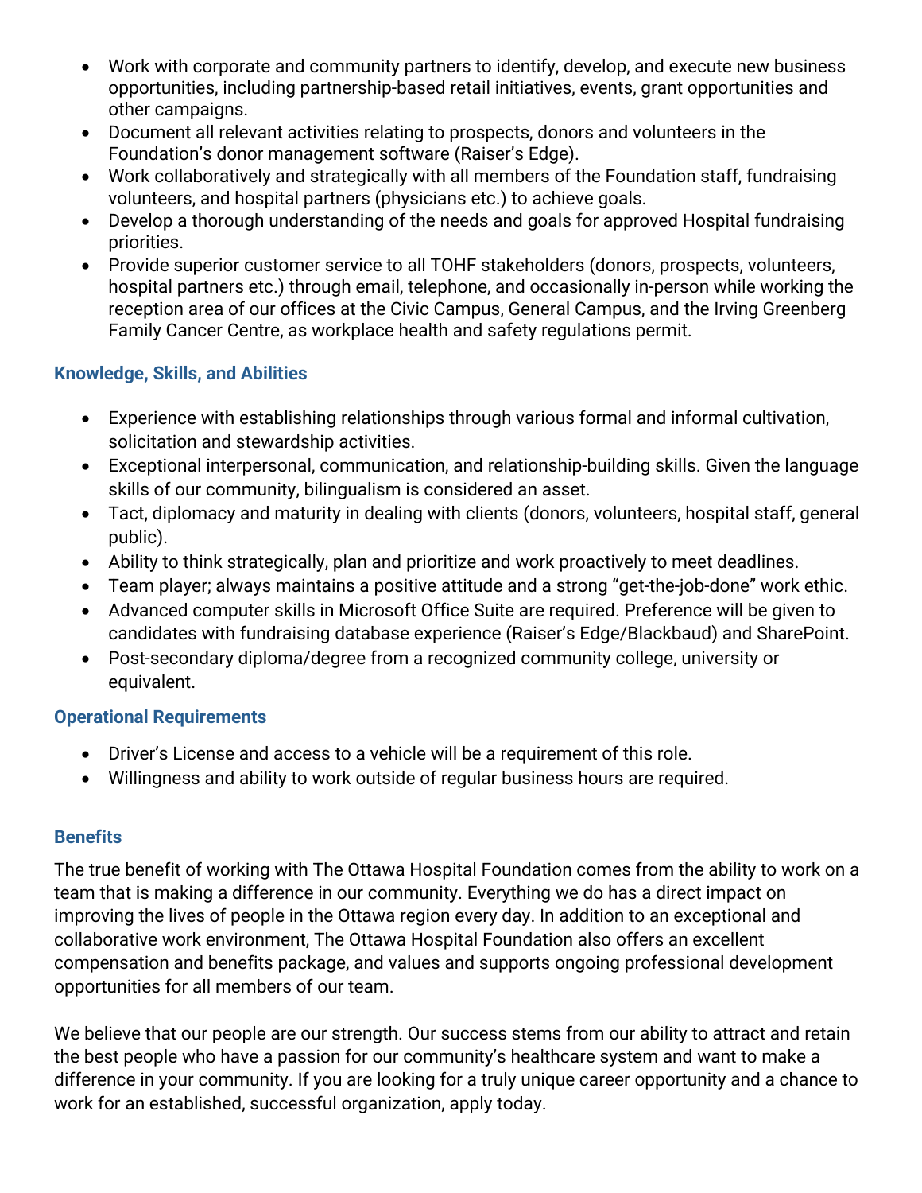- Work with corporate and community partners to identify, develop, and execute new business opportunities, including partnership-based retail initiatives, events, grant opportunities and other campaigns.
- Document all relevant activities relating to prospects, donors and volunteers in the Foundation's donor management software (Raiser's Edge).
- Work collaboratively and strategically with all members of the Foundation staff, fundraising volunteers, and hospital partners (physicians etc.) to achieve goals.
- Develop a thorough understanding of the needs and goals for approved Hospital fundraising priorities.
- Provide superior customer service to all TOHF stakeholders (donors, prospects, volunteers, hospital partners etc.) through email, telephone, and occasionally in-person while working the reception area of our offices at the Civic Campus, General Campus, and the Irving Greenberg Family Cancer Centre, as workplace health and safety regulations permit.

### Knowledge, Skills, and Abilities

- Experience with establishing relationships through various formal and informal cultivation, solicitation and stewardship activities.
- Exceptional interpersonal, communication, and relationship-building skills. Given the language skills of our community, bilingualism is considered an asset.
- Tact, diplomacy and maturity in dealing with clients (donors, volunteers, hospital staff, general public).
- Ability to think strategically, plan and prioritize and work proactively to meet deadlines.
- Team player; always maintains a positive attitude and a strong "get-the-job-done" work ethic.
- Advanced computer skills in Microsoft Office Suite are required. Preference will be given to candidates with fundraising database experience (Raiser's Edge/Blackbaud) and SharePoint.
- Post-secondary diploma/degree from a recognized community college, university or equivalent.

### Operational Requirements

- Driver's License and access to a vehicle will be a requirement of this role.
- Willingness and ability to work outside of regular business hours are required.

### Benefits

The true benefit of working with The Ottawa Hospital Foundation comes from the ability to work on a team that is making a difference in our community. Everything we do has a direct impact on improving the lives of people in the Ottawa region every day. In addition to an exceptional and collaborative work environment, The Ottawa Hospital Foundation also offers an excellent compensation and benefits package, and values and supports ongoing professional development opportunities for all members of our team.

We believe that our people are our strength. Our success stems from our ability to attract and retain the best people who have a passion for our community's healthcare system and want to make a difference in your community. If you are looking for a truly unique career opportunity and a chance to work for an established, successful organization, apply today.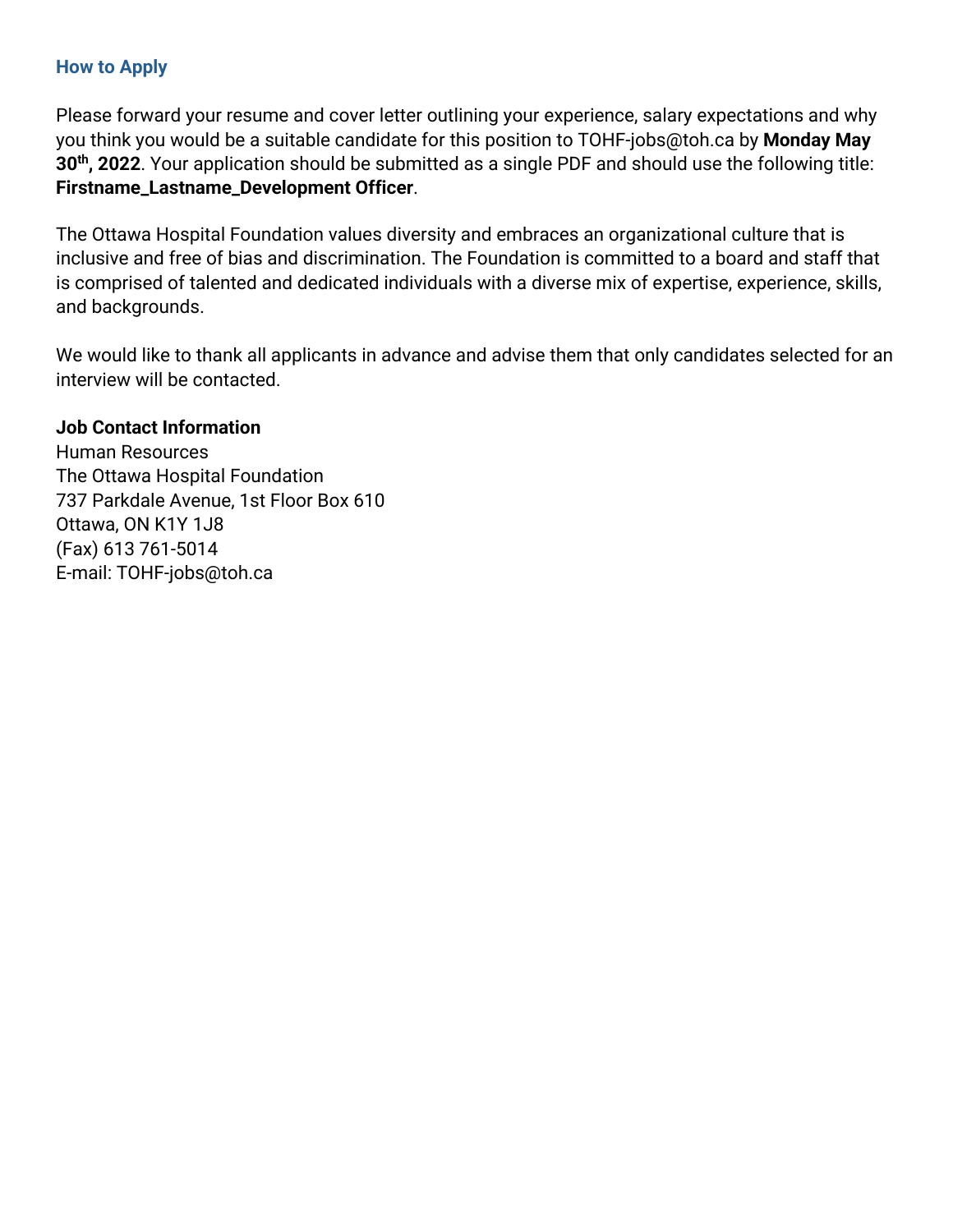### How to Apply

Please forward your resume and cover letter outlining your experience, salary expectations and why you think you would be a suitable candidate for this position to TOHF-jobs@toh.ca by **Monday May 30th, 2022**. Your application should be submitted as a single PDF and should use the following title: **Firstname_Lastname_Development Officer**.

The Ottawa Hospital Foundation values diversity and embraces an organizational culture that is inclusive and free of bias and discrimination. The Foundation is committed to a board and staff that is comprised of talented and dedicated individuals with a diverse mix of expertise, experience, skills, and backgrounds.

We would like to thank all applicants in advance and advise them that only candidates selected for an interview will be contacted.

**Job Contact Information**
Human Resources
The Ottawa Hospital Foundation
737 Parkdale Avenue, 1st Floor Box 610
Ottawa, ON K1Y 1J8
(Fax) 613 761-5014
E-mail: TOHF-jobs@toh.ca